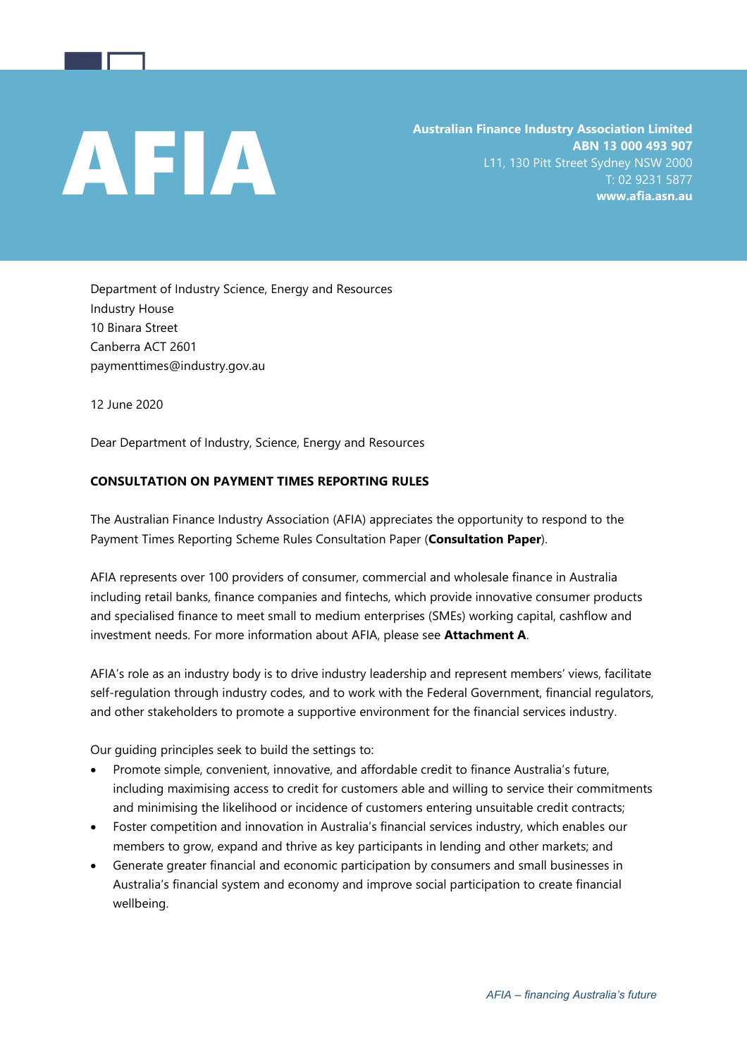# AFIA

**Australian Finance Industry Association Limited**
**ABN 13 000 493 907**
L11, 130 Pitt Street Sydney NSW 2000
T: 02 9231 5877
**www.afia.asn.au**

Department of Industry Science, Energy and Resources
Industry House
10 Binara Street
Canberra ACT 2601
paymenttimes@industry.gov.au

12 June 2020

Dear Department of Industry, Science, Energy and Resources

**CONSULTATION ON PAYMENT TIMES REPORTING RULES**

The Australian Finance Industry Association (AFIA) appreciates the opportunity to respond to the Payment Times Reporting Scheme Rules Consultation Paper (**Consultation Paper**).

AFIA represents over 100 providers of consumer, commercial and wholesale finance in Australia including retail banks, finance companies and fintechs, which provide innovative consumer products and specialised finance to meet small to medium enterprises (SMEs) working capital, cashflow and investment needs. For more information about AFIA, please see **Attachment A**.

AFIA's role as an industry body is to drive industry leadership and represent members' views, facilitate self-regulation through industry codes, and to work with the Federal Government, financial regulators, and other stakeholders to promote a supportive environment for the financial services industry.

Our guiding principles seek to build the settings to:

- Promote simple, convenient, innovative, and affordable credit to finance Australia's future, including maximising access to credit for customers able and willing to service their commitments and minimising the likelihood or incidence of customers entering unsuitable credit contracts;
- Foster competition and innovation in Australia's financial services industry, which enables our members to grow, expand and thrive as key participants in lending and other markets; and
- Generate greater financial and economic participation by consumers and small businesses in Australia's financial system and economy and improve social participation to create financial wellbeing.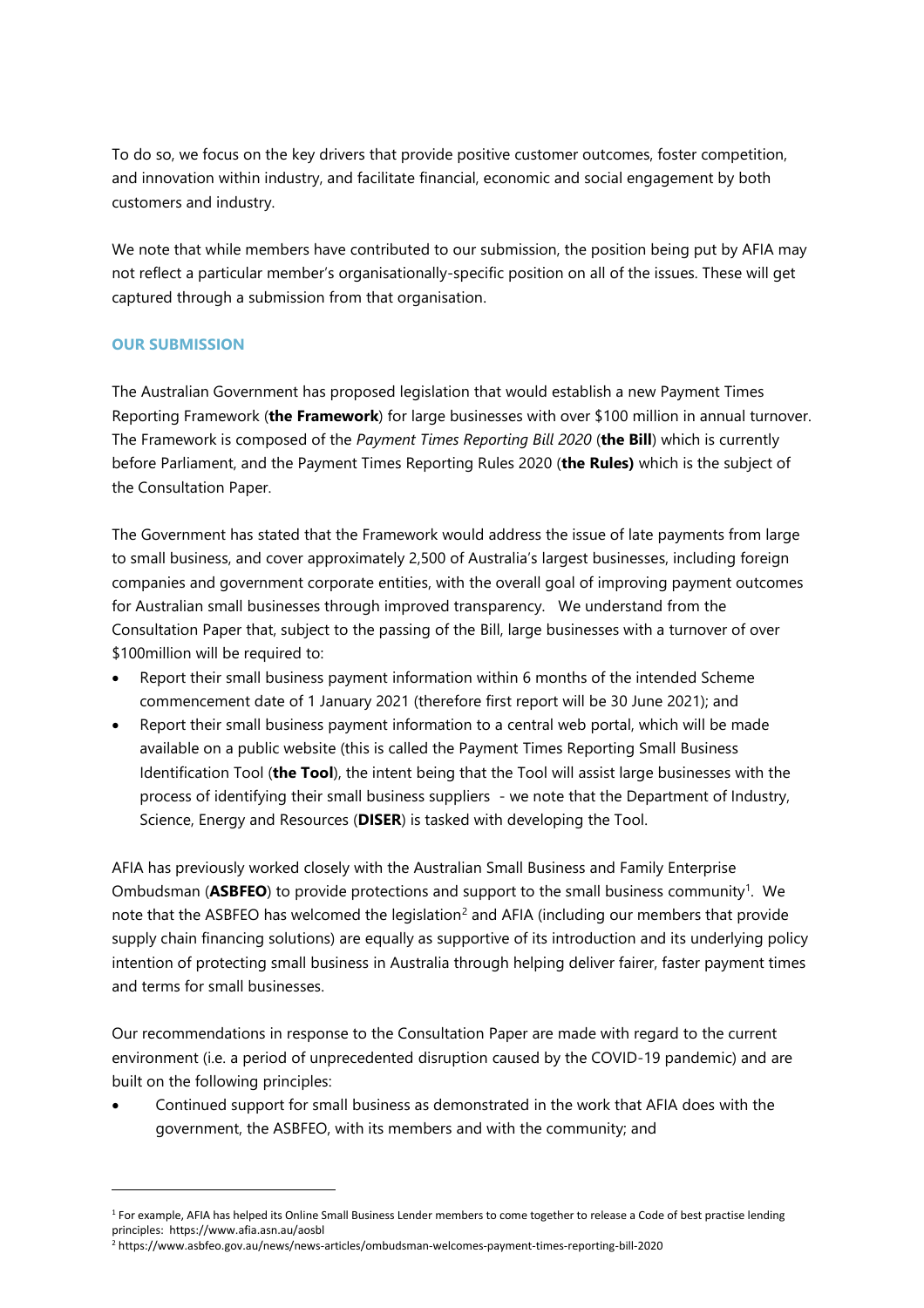To do so, we focus on the key drivers that provide positive customer outcomes, foster competition, and innovation within industry, and facilitate financial, economic and social engagement by both customers and industry.

We note that while members have contributed to our submission, the position being put by AFIA may not reflect a particular member's organisationally-specific position on all of the issues. These will get captured through a submission from that organisation.

## OUR SUBMISSION

The Australian Government has proposed legislation that would establish a new Payment Times Reporting Framework (**the Framework**) for large businesses with over $100 million in annual turnover. The Framework is composed of the *Payment Times Reporting Bill 2020* (**the Bill**) which is currently before Parliament, and the Payment Times Reporting Rules 2020 (**the Rules)** which is the subject of the Consultation Paper.

The Government has stated that the Framework would address the issue of late payments from large to small business, and cover approximately 2,500 of Australia's largest businesses, including foreign companies and government corporate entities, with the overall goal of improving payment outcomes for Australian small businesses through improved transparency. We understand from the Consultation Paper that, subject to the passing of the Bill, large businesses with a turnover of over $100million will be required to:

- Report their small business payment information within 6 months of the intended Scheme commencement date of 1 January 2021 (therefore first report will be 30 June 2021); and
- Report their small business payment information to a central web portal, which will be made available on a public website (this is called the Payment Times Reporting Small Business Identification Tool (**the Tool**), the intent being that the Tool will assist large businesses with the process of identifying their small business suppliers - we note that the Department of Industry, Science, Energy and Resources (**DISER**) is tasked with developing the Tool.

AFIA has previously worked closely with the Australian Small Business and Family Enterprise Ombudsman (**ASBFEO**) to provide protections and support to the small business community[1]. We note that the ASBFEO has welcomed the legislation[2] and AFIA (including our members that provide supply chain financing solutions) are equally as supportive of its introduction and its underlying policy intention of protecting small business in Australia through helping deliver fairer, faster payment times and terms for small businesses.

Our recommendations in response to the Consultation Paper are made with regard to the current environment (i.e. a period of unprecedented disruption caused by the COVID-19 pandemic) and are built on the following principles:

- Continued support for small business as demonstrated in the work that AFIA does with the government, the ASBFEO, with its members and with the community; and

---

[1] For example, AFIA has helped its Online Small Business Lender members to come together to release a Code of best practise lending principles: https://www.afia.asn.au/aosbl

[2] https://www.asbfeo.gov.au/news/news-articles/ombudsman-welcomes-payment-times-reporting-bill-2020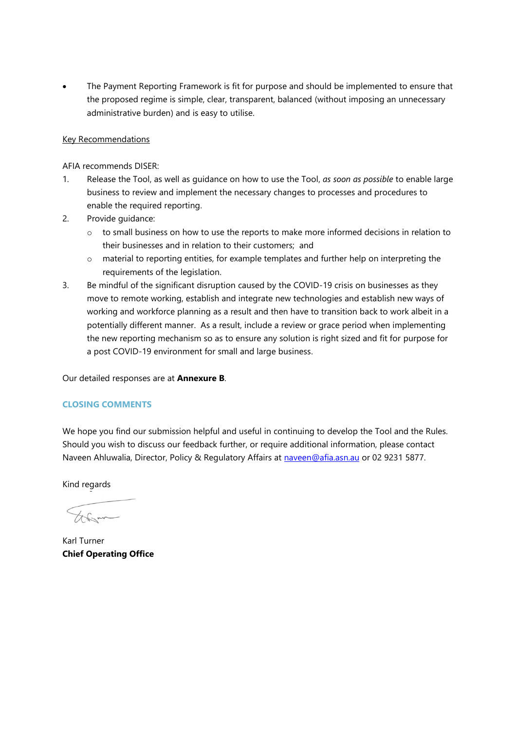- The Payment Reporting Framework is fit for purpose and should be implemented to ensure that the proposed regime is simple, clear, transparent, balanced (without imposing an unnecessary administrative burden) and is easy to utilise.

Key Recommendations

AFIA recommends DISER:

1. Release the Tool, as well as guidance on how to use the Tool, *as soon as possible* to enable large business to review and implement the necessary changes to processes and procedures to enable the required reporting.
2. Provide guidance:
   - to small business on how to use the reports to make more informed decisions in relation to their businesses and in relation to their customers; and
   - material to reporting entities, for example templates and further help on interpreting the requirements of the legislation.
3. Be mindful of the significant disruption caused by the COVID-19 crisis on businesses as they move to remote working, establish and integrate new technologies and establish new ways of working and workforce planning as a result and then have to transition back to work albeit in a potentially different manner. As a result, include a review or grace period when implementing the new reporting mechanism so as to ensure any solution is right sized and fit for purpose for a post COVID-19 environment for small and large business.

Our detailed responses are at **Annexure B**.

## CLOSING COMMENTS

We hope you find our submission helpful and useful in continuing to develop the Tool and the Rules. Should you wish to discuss our feedback further, or require additional information, please contact Naveen Ahluwalia, Director, Policy & Regulatory Affairs at naveen@afia.asn.au or 02 9231 5877.

Kind regards

Karl Turner
**Chief Operating Office**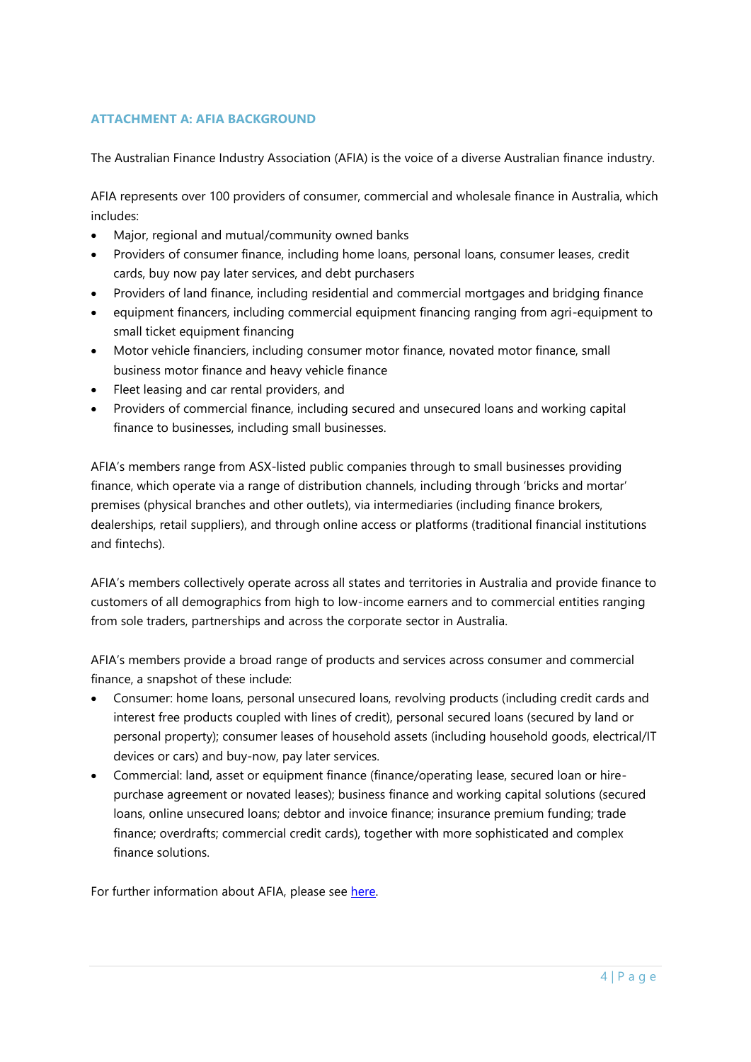### ATTACHMENT A: AFIA BACKGROUND

The Australian Finance Industry Association (AFIA) is the voice of a diverse Australian finance industry.

AFIA represents over 100 providers of consumer, commercial and wholesale finance in Australia, which includes:

- Major, regional and mutual/community owned banks
- Providers of consumer finance, including home loans, personal loans, consumer leases, credit cards, buy now pay later services, and debt purchasers
- Providers of land finance, including residential and commercial mortgages and bridging finance
- equipment financers, including commercial equipment financing ranging from agri-equipment to small ticket equipment financing
- Motor vehicle financiers, including consumer motor finance, novated motor finance, small business motor finance and heavy vehicle finance
- Fleet leasing and car rental providers, and
- Providers of commercial finance, including secured and unsecured loans and working capital finance to businesses, including small businesses.

AFIA's members range from ASX-listed public companies through to small businesses providing finance, which operate via a range of distribution channels, including through 'bricks and mortar' premises (physical branches and other outlets), via intermediaries (including finance brokers, dealerships, retail suppliers), and through online access or platforms (traditional financial institutions and fintechs).

AFIA's members collectively operate across all states and territories in Australia and provide finance to customers of all demographics from high to low-income earners and to commercial entities ranging from sole traders, partnerships and across the corporate sector in Australia.

AFIA's members provide a broad range of products and services across consumer and commercial finance, a snapshot of these include:

- Consumer: home loans, personal unsecured loans, revolving products (including credit cards and interest free products coupled with lines of credit), personal secured loans (secured by land or personal property); consumer leases of household assets (including household goods, electrical/IT devices or cars) and buy-now, pay later services.
- Commercial: land, asset or equipment finance (finance/operating lease, secured loan or hire-purchase agreement or novated leases); business finance and working capital solutions (secured loans, online unsecured loans; debtor and invoice finance; insurance premium funding; trade finance; overdrafts; commercial credit cards), together with more sophisticated and complex finance solutions.

For further information about AFIA, please see here.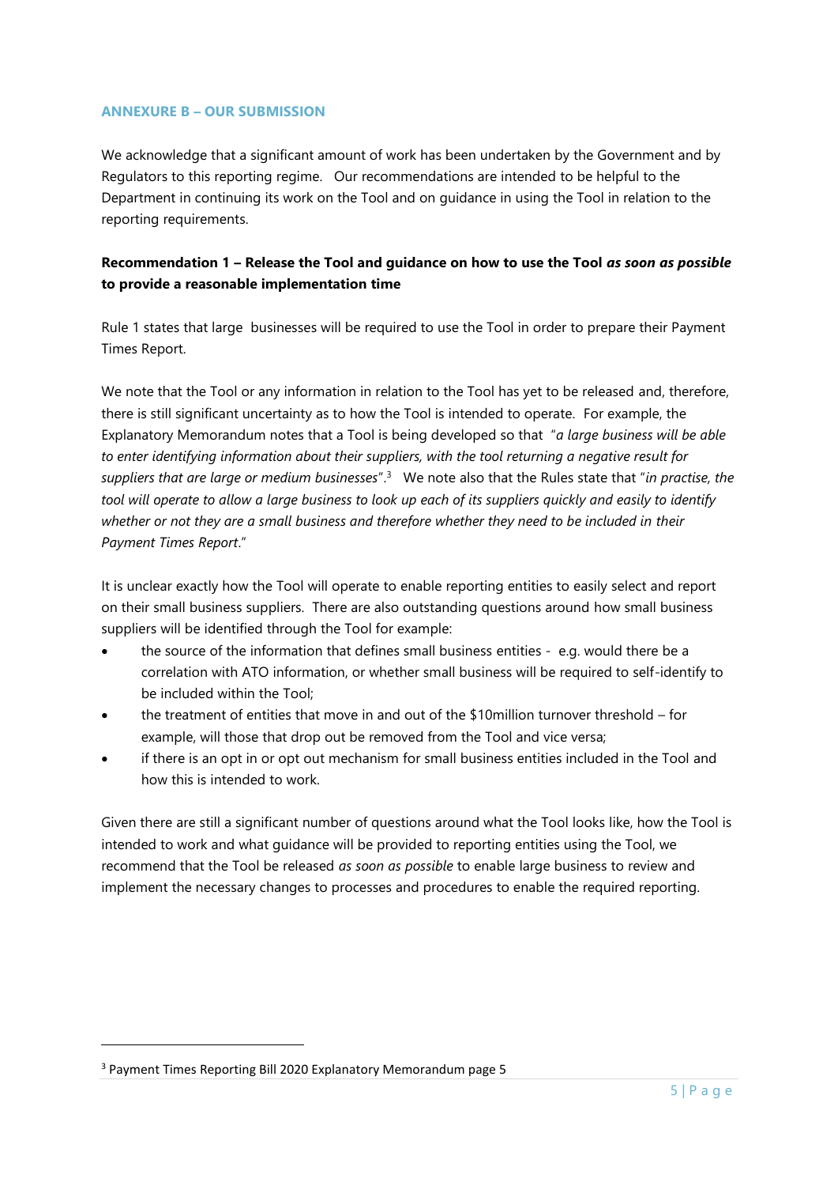## ANNEXURE B – OUR SUBMISSION

We acknowledge that a significant amount of work has been undertaken by the Government and by Regulators to this reporting regime. Our recommendations are intended to be helpful to the Department in continuing its work on the Tool and on guidance in using the Tool in relation to the reporting requirements.

### Recommendation 1 – Release the Tool and guidance on how to use the Tool *as soon as possible* to provide a reasonable implementation time

Rule 1 states that large businesses will be required to use the Tool in order to prepare their Payment Times Report.

We note that the Tool or any information in relation to the Tool has yet to be released and, therefore, there is still significant uncertainty as to how the Tool is intended to operate. For example, the Explanatory Memorandum notes that a Tool is being developed so that "*a large business will be able to enter identifying information about their suppliers, with the tool returning a negative result for suppliers that are large or medium businesses*".[3] We note also that the Rules state that "*in practise, the tool will operate to allow a large business to look up each of its suppliers quickly and easily to identify whether or not they are a small business and therefore whether they need to be included in their Payment Times Report*."

It is unclear exactly how the Tool will operate to enable reporting entities to easily select and report on their small business suppliers. There are also outstanding questions around how small business suppliers will be identified through the Tool for example:

- the source of the information that defines small business entities - e.g. would there be a correlation with ATO information, or whether small business will be required to self-identify to be included within the Tool;
- the treatment of entities that move in and out of the $10million turnover threshold – for example, will those that drop out be removed from the Tool and vice versa;
- if there is an opt in or opt out mechanism for small business entities included in the Tool and how this is intended to work.

Given there are still a significant number of questions around what the Tool looks like, how the Tool is intended to work and what guidance will be provided to reporting entities using the Tool, we recommend that the Tool be released *as soon as possible* to enable large business to review and implement the necessary changes to processes and procedures to enable the required reporting.

---

[3] Payment Times Reporting Bill 2020 Explanatory Memorandum page 5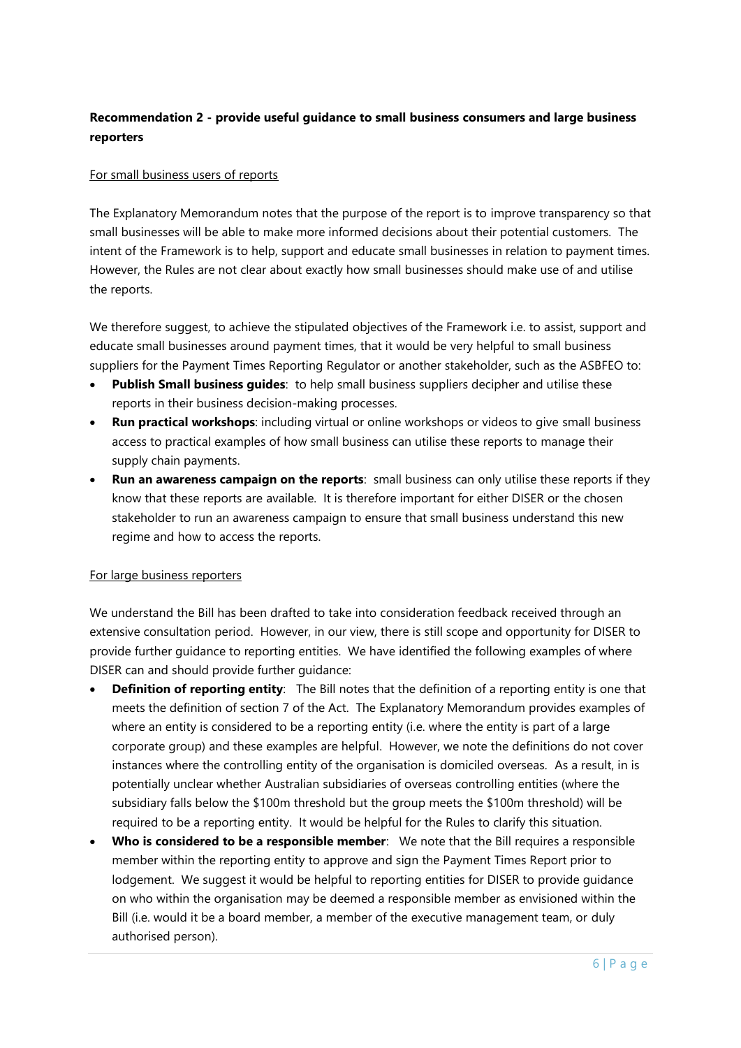**Recommendation 2 - provide useful guidance to small business consumers and large business reporters**

For small business users of reports

The Explanatory Memorandum notes that the purpose of the report is to improve transparency so that small businesses will be able to make more informed decisions about their potential customers. The intent of the Framework is to help, support and educate small businesses in relation to payment times. However, the Rules are not clear about exactly how small businesses should make use of and utilise the reports.

We therefore suggest, to achieve the stipulated objectives of the Framework i.e. to assist, support and educate small businesses around payment times, that it would be very helpful to small business suppliers for the Payment Times Reporting Regulator or another stakeholder, such as the ASBFEO to:

- **Publish Small business guides**: to help small business suppliers decipher and utilise these reports in their business decision-making processes.
- **Run practical workshops**: including virtual or online workshops or videos to give small business access to practical examples of how small business can utilise these reports to manage their supply chain payments.
- **Run an awareness campaign on the reports**: small business can only utilise these reports if they know that these reports are available. It is therefore important for either DISER or the chosen stakeholder to run an awareness campaign to ensure that small business understand this new regime and how to access the reports.

For large business reporters

We understand the Bill has been drafted to take into consideration feedback received through an extensive consultation period. However, in our view, there is still scope and opportunity for DISER to provide further guidance to reporting entities. We have identified the following examples of where DISER can and should provide further guidance:

- **Definition of reporting entity**: The Bill notes that the definition of a reporting entity is one that meets the definition of section 7 of the Act. The Explanatory Memorandum provides examples of where an entity is considered to be a reporting entity (i.e. where the entity is part of a large corporate group) and these examples are helpful. However, we note the definitions do not cover instances where the controlling entity of the organisation is domiciled overseas. As a result, in is potentially unclear whether Australian subsidiaries of overseas controlling entities (where the subsidiary falls below the $100m threshold but the group meets the $100m threshold) will be required to be a reporting entity. It would be helpful for the Rules to clarify this situation.
- **Who is considered to be a responsible member**: We note that the Bill requires a responsible member within the reporting entity to approve and sign the Payment Times Report prior to lodgement. We suggest it would be helpful to reporting entities for DISER to provide guidance on who within the organisation may be deemed a responsible member as envisioned within the Bill (i.e. would it be a board member, a member of the executive management team, or duly authorised person).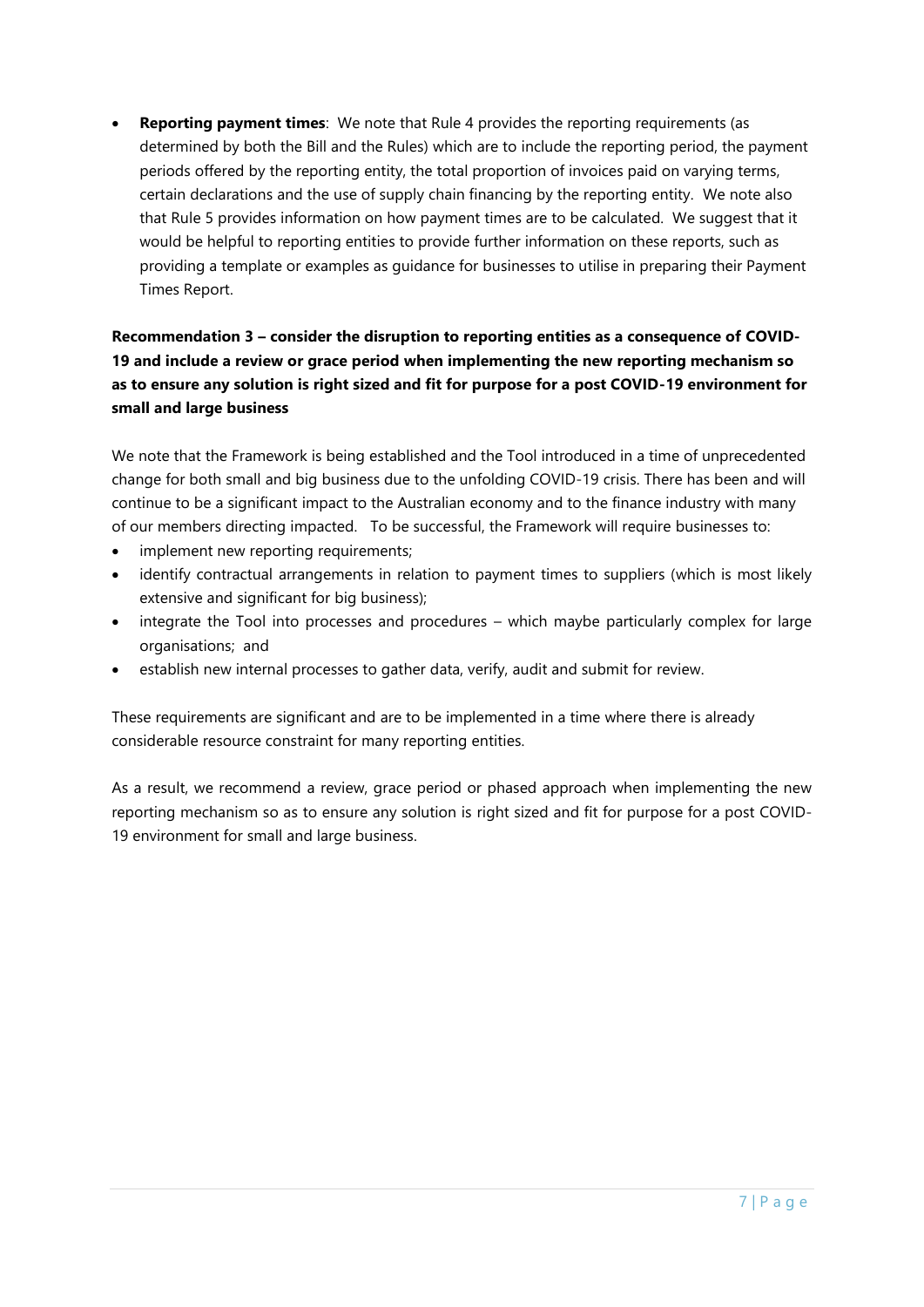- **Reporting payment times**: We note that Rule 4 provides the reporting requirements (as determined by both the Bill and the Rules) which are to include the reporting period, the payment periods offered by the reporting entity, the total proportion of invoices paid on varying terms, certain declarations and the use of supply chain financing by the reporting entity. We note also that Rule 5 provides information on how payment times are to be calculated. We suggest that it would be helpful to reporting entities to provide further information on these reports, such as providing a template or examples as guidance for businesses to utilise in preparing their Payment Times Report.

**Recommendation 3 – consider the disruption to reporting entities as a consequence of COVID-19 and include a review or grace period when implementing the new reporting mechanism so as to ensure any solution is right sized and fit for purpose for a post COVID-19 environment for small and large business**

We note that the Framework is being established and the Tool introduced in a time of unprecedented change for both small and big business due to the unfolding COVID-19 crisis. There has been and will continue to be a significant impact to the Australian economy and to the finance industry with many of our members directing impacted. To be successful, the Framework will require businesses to:

- implement new reporting requirements;
- identify contractual arrangements in relation to payment times to suppliers (which is most likely extensive and significant for big business);
- integrate the Tool into processes and procedures – which maybe particularly complex for large organisations; and
- establish new internal processes to gather data, verify, audit and submit for review.

These requirements are significant and are to be implemented in a time where there is already considerable resource constraint for many reporting entities.

As a result, we recommend a review, grace period or phased approach when implementing the new reporting mechanism so as to ensure any solution is right sized and fit for purpose for a post COVID-19 environment for small and large business.